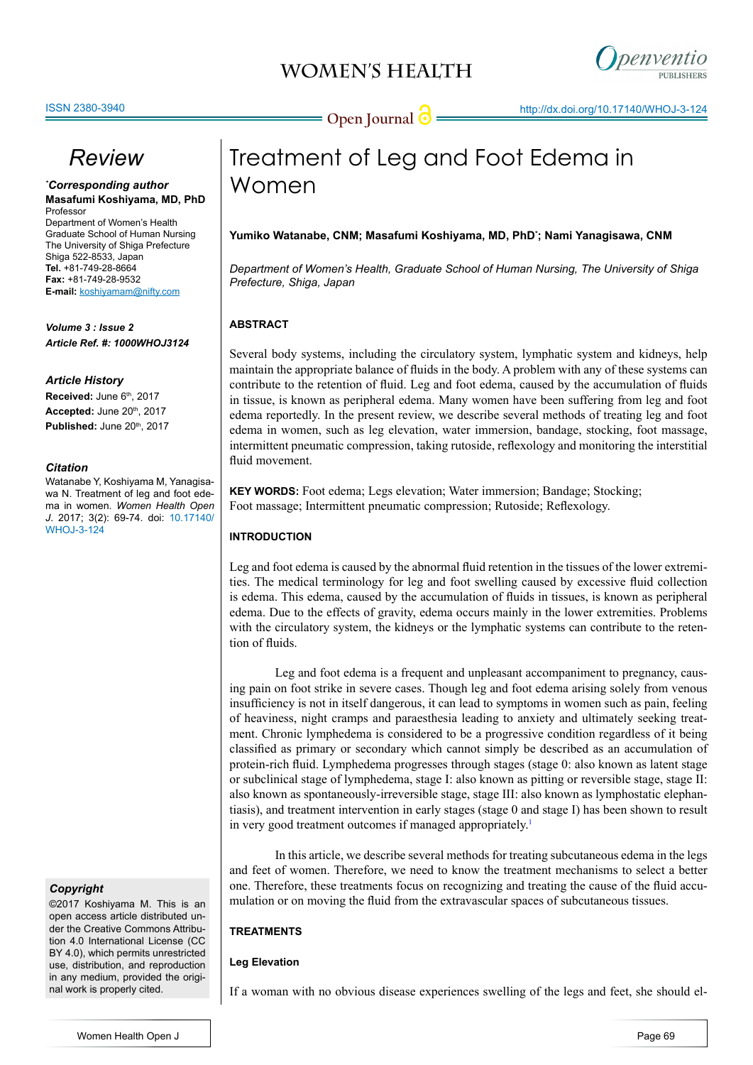Review

# Treatment of Leg and Foot Edema in Women

**Yumiko Watanabe, CNM; Masafumi Koshiyama, MD, PhD*; Nami Yanagisawa, CNM**

*Department of Women's Health, Graduate School of Human Nursing, The University of Shiga Prefecture, Shiga, Japan*

***Corresponding author**
**Masafumi Koshiyama, MD, PhD**
Professor
Department of Women's Health
Graduate School of Human Nursing
The University of Shiga Prefecture
Shiga 522-8533, Japan
**Tel.** +81-749-28-8664
**Fax:** +81-749-28-9532
**E-mail:** koshiyamam@nifty.com

***Volume 3 : Issue 2***
***Article Ref. #: 1000WHOJ3124***

***Article History***
**Received:** June 6th, 2017
**Accepted:** June 20th, 2017
**Published:** June 20th, 2017

***Citation***
Watanabe Y, Koshiyama M, Yanagisawa N. Treatment of leg and foot edema in women. *Women Health Open J.* 2017; 3(2): 69-74. doi: 10.17140/WHOJ-3-124

***Copyright***
©2017 Koshiyama M. This is an open access article distributed under the Creative Commons Attribution 4.0 International License (CC BY 4.0), which permits unrestricted use, distribution, and reproduction in any medium, provided the original work is properly cited.

## ABSTRACT

Several body systems, including the circulatory system, lymphatic system and kidneys, help maintain the appropriate balance of fluids in the body. A problem with any of these systems can contribute to the retention of fluid. Leg and foot edema, caused by the accumulation of fluids in tissue, is known as peripheral edema. Many women have been suffering from leg and foot edema reportedly. In the present review, we describe several methods of treating leg and foot edema in women, such as leg elevation, water immersion, bandage, stocking, foot massage, intermittent pneumatic compression, taking rutoside, reflexology and monitoring the interstitial fluid movement.

**KEY WORDS:** Foot edema; Legs elevation; Water immersion; Bandage; Stocking; Foot massage; Intermittent pneumatic compression; Rutoside; Reflexology.

## INTRODUCTION

Leg and foot edema is caused by the abnormal fluid retention in the tissues of the lower extremities. The medical terminology for leg and foot swelling caused by excessive fluid collection is edema. This edema, caused by the accumulation of fluids in tissues, is known as peripheral edema. Due to the effects of gravity, edema occurs mainly in the lower extremities. Problems with the circulatory system, the kidneys or the lymphatic systems can contribute to the retention of fluids.

Leg and foot edema is a frequent and unpleasant accompaniment to pregnancy, causing pain on foot strike in severe cases. Though leg and foot edema arising solely from venous insufficiency is not in itself dangerous, it can lead to symptoms in women such as pain, feeling of heaviness, night cramps and paraesthesia leading to anxiety and ultimately seeking treatment. Chronic lymphedema is considered to be a progressive condition regardless of it being classified as primary or secondary which cannot simply be described as an accumulation of protein-rich fluid. Lymphedema progresses through stages (stage 0: also known as latent stage or subclinical stage of lymphedema, stage I: also known as pitting or reversible stage, stage II: also known as spontaneously-irreversible stage, stage III: also known as lymphostatic elephantiasis), and treatment intervention in early stages (stage 0 and stage I) has been shown to result in very good treatment outcomes if managed appropriately.[1]

In this article, we describe several methods for treating subcutaneous edema in the legs and feet of women. Therefore, we need to know the treatment mechanisms to select a better one. Therefore, these treatments focus on recognizing and treating the cause of the fluid accumulation or on moving the fluid from the extravascular spaces of subcutaneous tissues.

## TREATMENTS

### Leg Elevation

If a woman with no obvious disease experiences swelling of the legs and feet, she should el-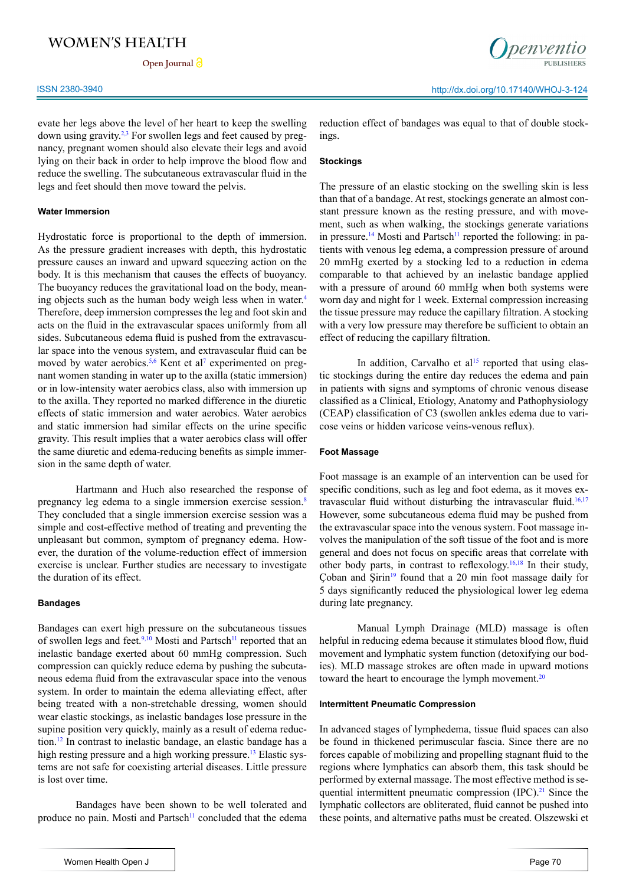evate her legs above the level of her heart to keep the swelling down using gravity.[2,3] For swollen legs and feet caused by pregnancy, pregnant women should also elevate their legs and avoid lying on their back in order to help improve the blood flow and reduce the swelling. The subcutaneous extravascular fluid in the legs and feet should then move toward the pelvis.

### Water Immersion

Hydrostatic force is proportional to the depth of immersion. As the pressure gradient increases with depth, this hydrostatic pressure causes an inward and upward squeezing action on the body. It is this mechanism that causes the effects of buoyancy. The buoyancy reduces the gravitational load on the body, meaning objects such as the human body weigh less when in water.[4] Therefore, deep immersion compresses the leg and foot skin and acts on the fluid in the extravascular spaces uniformly from all sides. Subcutaneous edema fluid is pushed from the extravascular space into the venous system, and extravascular fluid can be moved by water aerobics.[5,6] Kent et al[7] experimented on pregnant women standing in water up to the axilla (static immersion) or in low-intensity water aerobics class, also with immersion up to the axilla. They reported no marked difference in the diuretic effects of static immersion and water aerobics. Water aerobics and static immersion had similar effects on the urine specific gravity. This result implies that a water aerobics class will offer the same diuretic and edema-reducing benefits as simple immersion in the same depth of water.

Hartmann and Huch also researched the response of pregnancy leg edema to a single immersion exercise session.[8] They concluded that a single immersion exercise session was a simple and cost-effective method of treating and preventing the unpleasant but common, symptom of pregnancy edema. However, the duration of the volume-reduction effect of immersion exercise is unclear. Further studies are necessary to investigate the duration of its effect.

### Bandages

Bandages can exert high pressure on the subcutaneous tissues of swollen legs and feet.[9,10] Mosti and Partsch[11] reported that an inelastic bandage exerted about 60 mmHg compression. Such compression can quickly reduce edema by pushing the subcutaneous edema fluid from the extravascular space into the venous system. In order to maintain the edema alleviating effect, after being treated with a non-stretchable dressing, women should wear elastic stockings, as inelastic bandages lose pressure in the supine position very quickly, mainly as a result of edema reduction.[12] In contrast to inelastic bandage, an elastic bandage has a high resting pressure and a high working pressure.[13] Elastic systems are not safe for coexisting arterial diseases. Little pressure is lost over time.

Bandages have been shown to be well tolerated and produce no pain. Mosti and Partsch[11] concluded that the edema reduction effect of bandages was equal to that of double stockings.

### Stockings

The pressure of an elastic stocking on the swelling skin is less than that of a bandage. At rest, stockings generate an almost constant pressure known as the resting pressure, and with movement, such as when walking, the stockings generate variations in pressure.[14] Mosti and Partsch[11] reported the following: in patients with venous leg edema, a compression pressure of around 20 mmHg exerted by a stocking led to a reduction in edema comparable to that achieved by an inelastic bandage applied with a pressure of around 60 mmHg when both systems were worn day and night for 1 week. External compression increasing the tissue pressure may reduce the capillary filtration. A stocking with a very low pressure may therefore be sufficient to obtain an effect of reducing the capillary filtration.

In addition, Carvalho et al[15] reported that using elastic stockings during the entire day reduces the edema and pain in patients with signs and symptoms of chronic venous disease classified as a Clinical, Etiology, Anatomy and Pathophysiology (CEAP) classification of C3 (swollen ankles edema due to varicose veins or hidden varicose veins-venous reflux).

### Foot Massage

Foot massage is an example of an intervention can be used for specific conditions, such as leg and foot edema, as it moves extravascular fluid without disturbing the intravascular fluid.[16,17] However, some subcutaneous edema fluid may be pushed from the extravascular space into the venous system. Foot massage involves the manipulation of the soft tissue of the foot and is more general and does not focus on specific areas that correlate with other body parts, in contrast to reflexology.[16,18] In their study, Çoban and Şirin[19] found that a 20 min foot massage daily for 5 days significantly reduced the physiological lower leg edema during late pregnancy.

Manual Lymph Drainage (MLD) massage is often helpful in reducing edema because it stimulates blood flow, fluid movement and lymphatic system function (detoxifying our bodies). MLD massage strokes are often made in upward motions toward the heart to encourage the lymph movement.[20]

### Intermittent Pneumatic Compression

In advanced stages of lymphedema, tissue fluid spaces can also be found in thickened perimuscular fascia. Since there are no forces capable of mobilizing and propelling stagnant fluid to the regions where lymphatics can absorb them, this task should be performed by external massage. The most effective method is sequential intermittent pneumatic compression (IPC).[21] Since the lymphatic collectors are obliterated, fluid cannot be pushed into these points, and alternative paths must be created. Olszewski et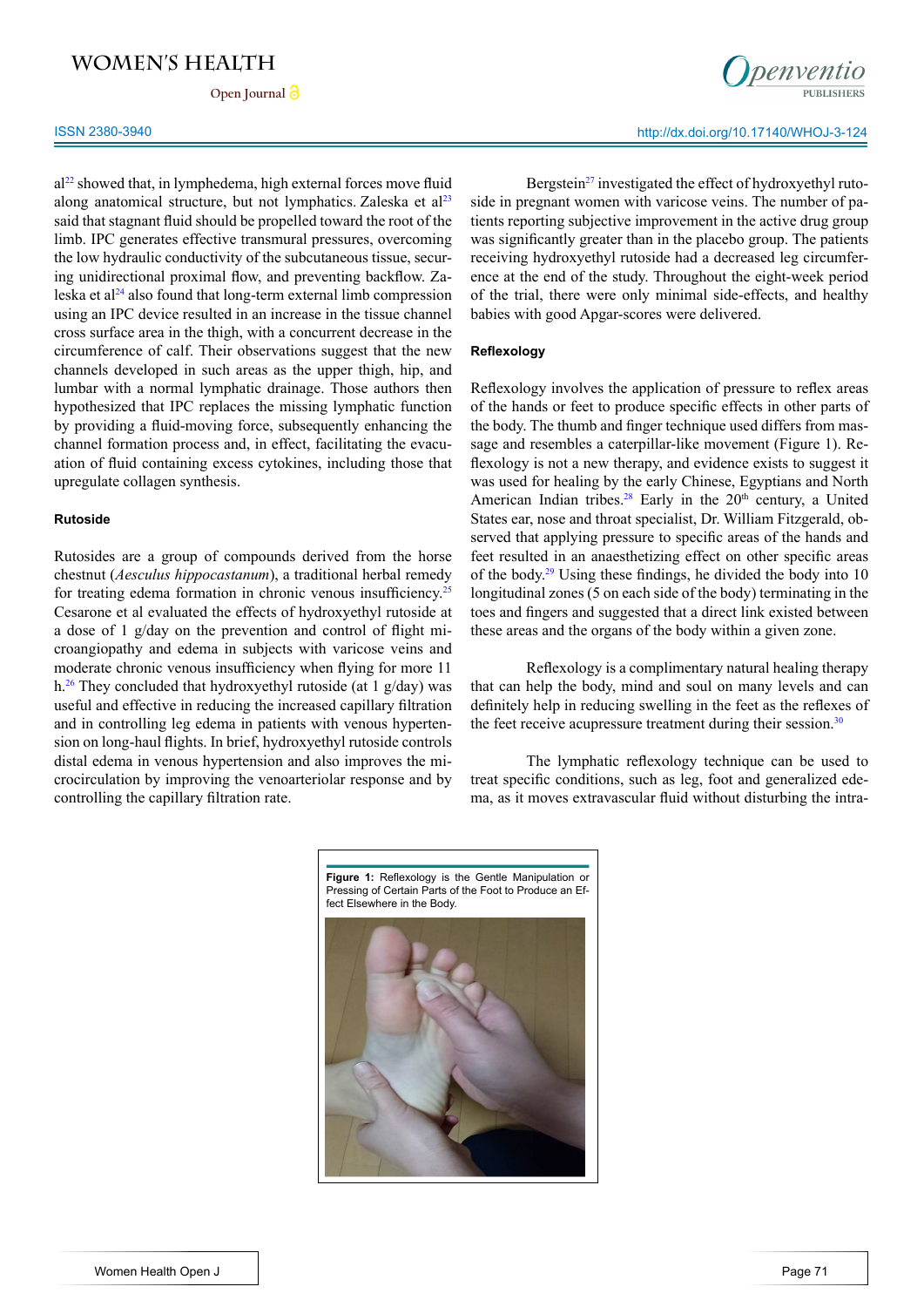al[22] showed that, in lymphedema, high external forces move fluid along anatomical structure, but not lymphatics. Zaleska et al[23] said that stagnant fluid should be propelled toward the root of the limb. IPC generates effective transmural pressures, overcoming the low hydraulic conductivity of the subcutaneous tissue, securing unidirectional proximal flow, and preventing backflow. Zaleska et al[24] also found that long-term external limb compression using an IPC device resulted in an increase in the tissue channel cross surface area in the thigh, with a concurrent decrease in the circumference of calf. Their observations suggest that the new channels developed in such areas as the upper thigh, hip, and lumbar with a normal lymphatic drainage. Those authors then hypothesized that IPC replaces the missing lymphatic function by providing a fluid-moving force, subsequently enhancing the channel formation process and, in effect, facilitating the evacuation of fluid containing excess cytokines, including those that upregulate collagen synthesis.

#### Rutoside

Rutosides are a group of compounds derived from the horse chestnut (*Aesculus hippocastanum*), a traditional herbal remedy for treating edema formation in chronic venous insufficiency.[25] Cesarone et al evaluated the effects of hydroxyethyl rutoside at a dose of 1 g/day on the prevention and control of flight microangiopathy and edema in subjects with varicose veins and moderate chronic venous insufficiency when flying for more 11 h.[26] They concluded that hydroxyethyl rutoside (at 1 g/day) was useful and effective in reducing the increased capillary filtration and in controlling leg edema in patients with venous hypertension on long-haul flights. In brief, hydroxyethyl rutoside controls distal edema in venous hypertension and also improves the microcirculation by improving the venoarteriolar response and by controlling the capillary filtration rate.

Bergstein[27] investigated the effect of hydroxyethyl rutoside in pregnant women with varicose veins. The number of patients reporting subjective improvement in the active drug group was significantly greater than in the placebo group. The patients receiving hydroxyethyl rutoside had a decreased leg circumference at the end of the study. Throughout the eight-week period of the trial, there were only minimal side-effects, and healthy babies with good Apgar-scores were delivered.

#### Reflexology

Reflexology involves the application of pressure to reflex areas of the hands or feet to produce specific effects in other parts of the body. The thumb and finger technique used differs from massage and resembles a caterpillar-like movement (Figure 1). Reflexology is not a new therapy, and evidence exists to suggest it was used for healing by the early Chinese, Egyptians and North American Indian tribes.[28] Early in the 20th century, a United States ear, nose and throat specialist, Dr. William Fitzgerald, observed that applying pressure to specific areas of the hands and feet resulted in an anaesthetizing effect on other specific areas of the body.[29] Using these findings, he divided the body into 10 longitudinal zones (5 on each side of the body) terminating in the toes and fingers and suggested that a direct link existed between these areas and the organs of the body within a given zone.

Reflexology is a complimentary natural healing therapy that can help the body, mind and soul on many levels and can definitely help in reducing swelling in the feet as the reflexes of the feet receive acupressure treatment during their session.[30]

The lymphatic reflexology technique can be used to treat specific conditions, such as leg, foot and generalized edema, as it moves extravascular fluid without disturbing the intra-

**Figure 1:** Reflexology is the Gentle Manipulation or Pressing of Certain Parts of the Foot to Produce an Effect Elsewhere in the Body.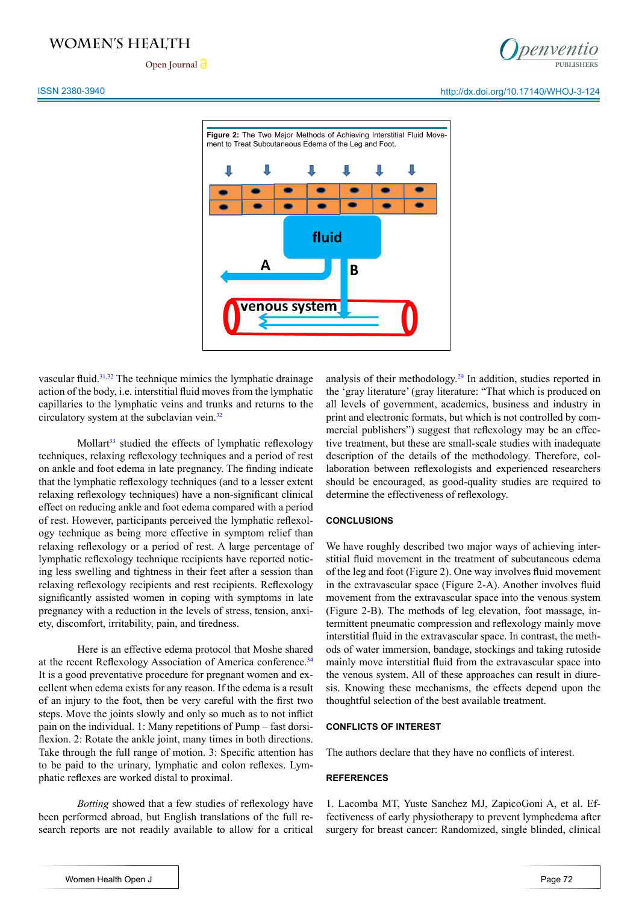**Figure 2:** The Two Major Methods of Achieving Interstitial Fluid Movement to Treat Subcutaneous Edema of the Leg and Foot.

vascular fluid.[31,32] The technique mimics the lymphatic drainage action of the body, i.e. interstitial fluid moves from the lymphatic capillaries to the lymphatic veins and trunks and returns to the circulatory system at the subclavian vein.[32]

Mollart[33] studied the effects of lymphatic reflexology techniques, relaxing reflexology techniques and a period of rest on ankle and foot edema in late pregnancy. The finding indicate that the lymphatic reflexology techniques (and to a lesser extent relaxing reflexology techniques) have a non-significant clinical effect on reducing ankle and foot edema compared with a period of rest. However, participants perceived the lymphatic reflexology technique as being more effective in symptom relief than relaxing reflexology or a period of rest. A large percentage of lymphatic reflexology technique recipients have reported noticing less swelling and tightness in their feet after a session than relaxing reflexology recipients and rest recipients. Reflexology significantly assisted women in coping with symptoms in late pregnancy with a reduction in the levels of stress, tension, anxiety, discomfort, irritability, pain, and tiredness.

Here is an effective edema protocol that Moshe shared at the recent Reflexology Association of America conference.[34] It is a good preventative procedure for pregnant women and excellent when edema exists for any reason. If the edema is a result of an injury to the foot, then be very careful with the first two steps. Move the joints slowly and only so much as to not inflict pain on the individual. 1: Many repetitions of Pump – fast dorsiflexion. 2: Rotate the ankle joint, many times in both directions. Take through the full range of motion. 3: Specific attention has to be paid to the urinary, lymphatic and colon reflexes. Lymphatic reflexes are worked distal to proximal.

*Botting* showed that a few studies of reflexology have been performed abroad, but English translations of the full research reports are not readily available to allow for a critical analysis of their methodology.[29] In addition, studies reported in the 'gray literature' (gray literature: "That which is produced on all levels of government, academics, business and industry in print and electronic formats, but which is not controlled by commercial publishers") suggest that reflexology may be an effective treatment, but these are small-scale studies with inadequate description of the details of the methodology. Therefore, collaboration between reflexologists and experienced researchers should be encouraged, as good-quality studies are required to determine the effectiveness of reflexology.

## CONCLUSIONS

We have roughly described two major ways of achieving interstitial fluid movement in the treatment of subcutaneous edema of the leg and foot (Figure 2). One way involves fluid movement in the extravascular space (Figure 2-A). Another involves fluid movement from the extravascular space into the venous system (Figure 2-B). The methods of leg elevation, foot massage, intermittent pneumatic compression and reflexology mainly move interstitial fluid in the extravascular space. In contrast, the methods of water immersion, bandage, stockings and taking rutoside mainly move interstitial fluid from the extravascular space into the venous system. All of these approaches can result in diuresis. Knowing these mechanisms, the effects depend upon the thoughtful selection of the best available treatment.

## CONFLICTS OF INTEREST

The authors declare that they have no conflicts of interest.

## REFERENCES

1. Lacomba MT, Yuste Sanchez MJ, ZapicoGoni A, et al. Effectiveness of early physiotherapy to prevent lymphedema after surgery for breast cancer: Randomized, single blinded, clinical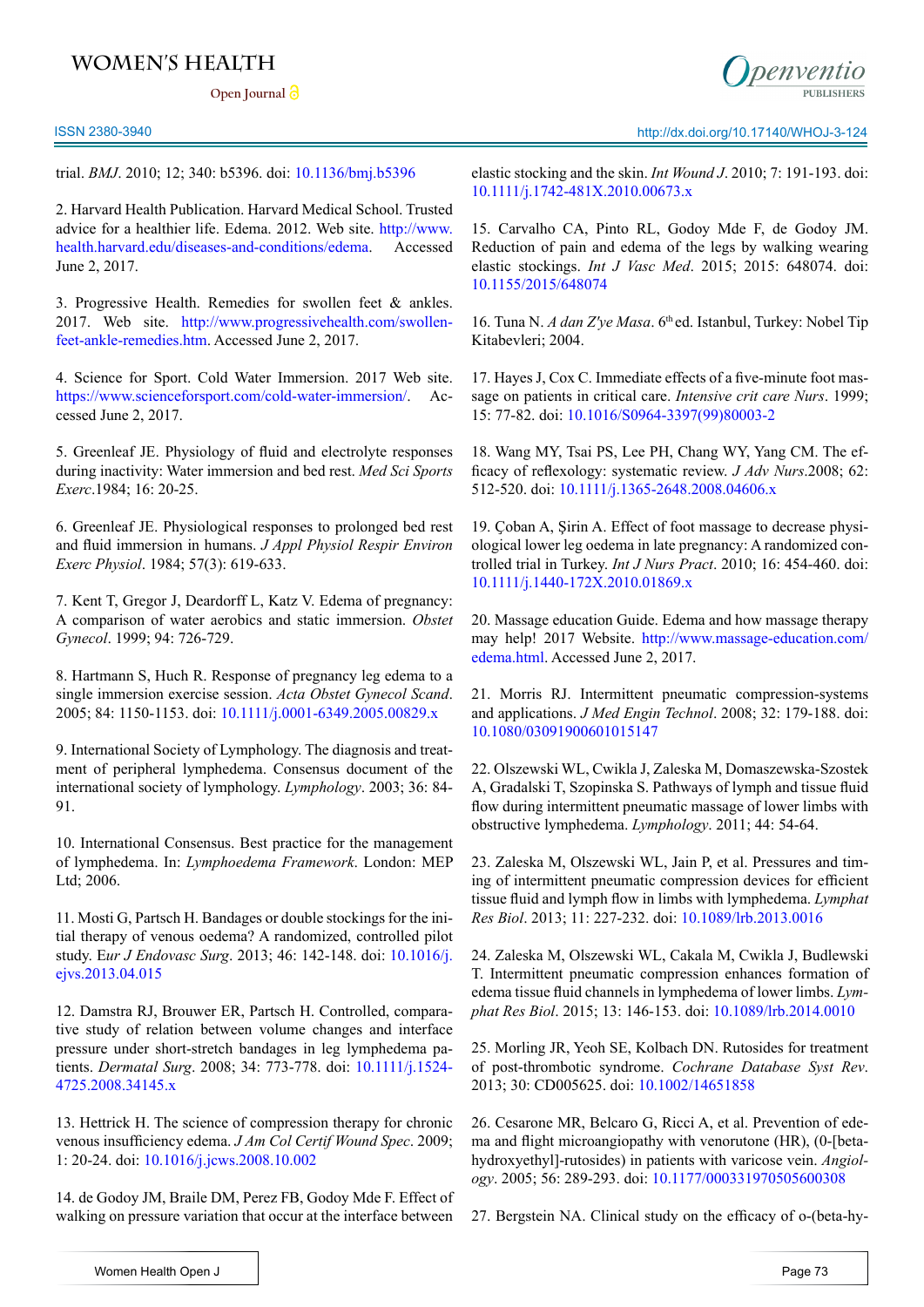trial. *BMJ*. 2010; 12; 340: b5396. doi: 10.1136/bmj.b5396

2. Harvard Health Publication. Harvard Medical School. Trusted advice for a healthier life. Edema. 2012. Web site. http://www.health.harvard.edu/diseases-and-conditions/edema. Accessed June 2, 2017.

3. Progressive Health. Remedies for swollen feet & ankles. 2017. Web site. http://www.progressivehealth.com/swollen-feet-ankle-remedies.htm. Accessed June 2, 2017.

4. Science for Sport. Cold Water Immersion. 2017 Web site. https://www.scienceforsport.com/cold-water-immersion/. Accessed June 2, 2017.

5. Greenleaf JE. Physiology of fluid and electrolyte responses during inactivity: Water immersion and bed rest. *Med Sci Sports Exerc*.1984; 16: 20-25.

6. Greenleaf JE. Physiological responses to prolonged bed rest and fluid immersion in humans. *J Appl Physiol Respir Environ Exerc Physiol*. 1984; 57(3): 619-633.

7. Kent T, Gregor J, Deardorff L, Katz V. Edema of pregnancy: A comparison of water aerobics and static immersion. *Obstet Gynecol*. 1999; 94: 726-729.

8. Hartmann S, Huch R. Response of pregnancy leg edema to a single immersion exercise session. *Acta Obstet Gynecol Scand*. 2005; 84: 1150-1153. doi: 10.1111/j.0001-6349.2005.00829.x

9. International Society of Lymphology. The diagnosis and treatment of peripheral lymphedema. Consensus document of the international society of lymphology. *Lymphology*. 2003; 36: 84-91.

10. International Consensus. Best practice for the management of lymphedema. In: *Lymphoedema Framework*. London: MEP Ltd; 2006.

11. Mosti G, Partsch H. Bandages or double stockings for the initial therapy of venous oedema? A randomized, controlled pilot study. *Eur J Endovasc Surg*. 2013; 46: 142-148. doi: 10.1016/j.ejvs.2013.04.015

12. Damstra RJ, Brouwer ER, Partsch H. Controlled, comparative study of relation between volume changes and interface pressure under short-stretch bandages in leg lymphedema patients. *Dermatal Surg*. 2008; 34: 773-778. doi: 10.1111/j.1524-4725.2008.34145.x

13. Hettrick H. The science of compression therapy for chronic venous insufficiency edema. *J Am Col Certif Wound Spec*. 2009; 1: 20-24. doi: 10.1016/j.jcws.2008.10.002

14. de Godoy JM, Braile DM, Perez FB, Godoy Mde F. Effect of walking on pressure variation that occur at the interface between elastic stocking and the skin. *Int Wound J*. 2010; 7: 191-193. doi: 10.1111/j.1742-481X.2010.00673.x

15. Carvalho CA, Pinto RL, Godoy Mde F, de Godoy JM. Reduction of pain and edema of the legs by walking wearing elastic stockings. *Int J Vasc Med*. 2015; 2015: 648074. doi: 10.1155/2015/648074

16. Tuna N. *A dan Z'ye Masa*. 6th ed. Istanbul, Turkey: Nobel Tip Kitabevleri; 2004.

17. Hayes J, Cox C. Immediate effects of a five-minute foot massage on patients in critical care. *Intensive crit care Nurs*. 1999; 15: 77-82. doi: 10.1016/S0964-3397(99)80003-2

18. Wang MY, Tsai PS, Lee PH, Chang WY, Yang CM. The efficacy of reflexology: systematic review. *J Adv Nurs*.2008; 62: 512-520. doi: 10.1111/j.1365-2648.2008.04606.x

19. Çoban A, Şirin A. Effect of foot massage to decrease physiological lower leg oedema in late pregnancy: A randomized controlled trial in Turkey. *Int J Nurs Pract*. 2010; 16: 454-460. doi: 10.1111/j.1440-172X.2010.01869.x

20. Massage education Guide. Edema and how massage therapy may help! 2017 Website. http://www.massage-education.com/edema.html. Accessed June 2, 2017.

21. Morris RJ. Intermittent pneumatic compression-systems and applications. *J Med Engin Technol*. 2008; 32: 179-188. doi: 10.1080/03091900601015147

22. Olszewski WL, Cwikla J, Zaleska M, Domaszewska-Szostek A, Gradalski T, Szopinska S. Pathways of lymph and tissue fluid flow during intermittent pneumatic massage of lower limbs with obstructive lymphedema. *Lymphology*. 2011; 44: 54-64.

23. Zaleska M, Olszewski WL, Jain P, et al. Pressures and timing of intermittent pneumatic compression devices for efficient tissue fluid and lymph flow in limbs with lymphedema. *Lymphat Res Biol*. 2013; 11: 227-232. doi: 10.1089/lrb.2013.0016

24. Zaleska M, Olszewski WL, Cakala M, Cwikla J, Budlewski T. Intermittent pneumatic compression enhances formation of edema tissue fluid channels in lymphedema of lower limbs. *Lymphat Res Biol*. 2015; 13: 146-153. doi: 10.1089/lrb.2014.0010

25. Morling JR, Yeoh SE, Kolbach DN. Rutosides for treatment of post-thrombotic syndrome. *Cochrane Database Syst Rev*. 2013; 30: CD005625. doi: 10.1002/14651858

26. Cesarone MR, Belcaro G, Ricci A, et al. Prevention of edema and flight microangiopathy with venorutone (HR), (0-[beta-hydroxyethyl]-rutosides) in patients with varicose vein. *Angiology*. 2005; 56: 289-293. doi: 10.1177/000331970505600308

27. Bergstein NA. Clinical study on the efficacy of o-(beta-hy-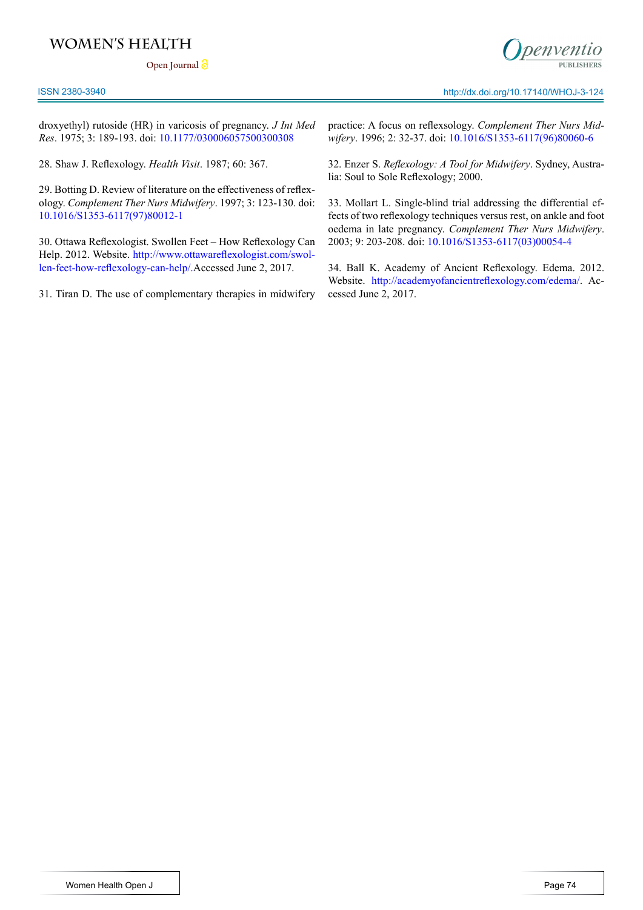droxyethyl) rutoside (HR) in varicosis of pregnancy. *J Int Med Res*. 1975; 3: 189-193. doi: 10.1177/030006057500300308

28. Shaw J. Reflexology. *Health Visit*. 1987; 60: 367.

29. Botting D. Review of literature on the effectiveness of reflexology. *Complement Ther Nurs Midwifery*. 1997; 3: 123-130. doi: 10.1016/S1353-6117(97)80012-1

30. Ottawa Reflexologist. Swollen Feet – How Reflexology Can Help. 2012. Website. http://www.ottawareflexologist.com/swollen-feet-how-reflexology-can-help/.Accessed June 2, 2017.

31. Tiran D. The use of complementary therapies in midwifery practice: A focus on reflexsology. *Complement Ther Nurs Midwifery*. 1996; 2: 32-37. doi: 10.1016/S1353-6117(96)80060-6

32. Enzer S. *Reflexology: A Tool for Midwifery*. Sydney, Australia: Soul to Sole Reflexology; 2000.

33. Mollart L. Single-blind trial addressing the differential effects of two reflexology techniques versus rest, on ankle and foot oedema in late pregnancy. *Complement Ther Nurs Midwifery*. 2003; 9: 203-208. doi: 10.1016/S1353-6117(03)00054-4

34. Ball K. Academy of Ancient Reflexology. Edema. 2012. Website. http://academyofancientreflexology.com/edema/. Accessed June 2, 2017.